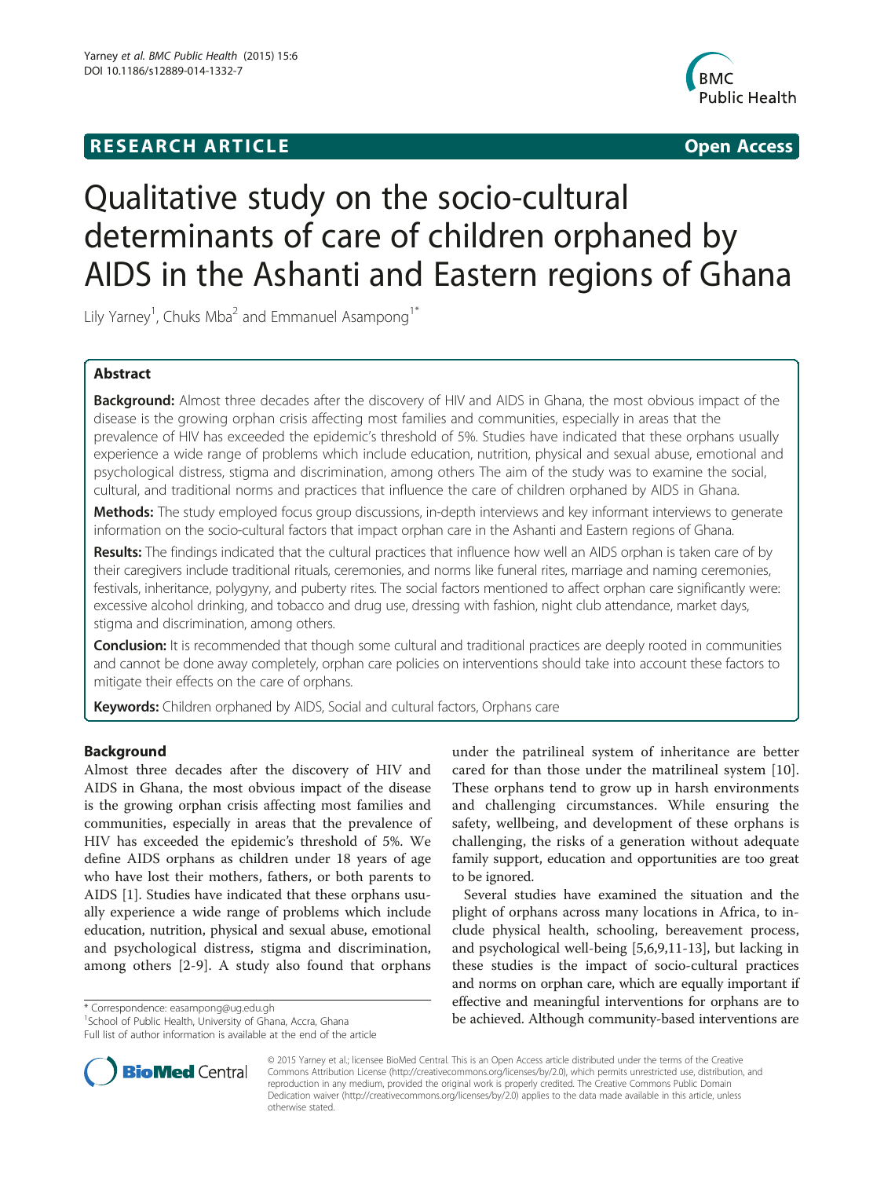**RESEARCH ARTICLE** **Open Access**

# Qualitative study on the socio-cultural determinants of care of children orphaned by AIDS in the Ashanti and Eastern regions of Ghana

Lily Yarney[1], Chuks Mba[2] and Emmanuel Asampong[1*]

## Abstract

**Background:** Almost three decades after the discovery of HIV and AIDS in Ghana, the most obvious impact of the disease is the growing orphan crisis affecting most families and communities, especially in areas that the prevalence of HIV has exceeded the epidemic's threshold of 5%. Studies have indicated that these orphans usually experience a wide range of problems which include education, nutrition, physical and sexual abuse, emotional and psychological distress, stigma and discrimination, among others The aim of the study was to examine the social, cultural, and traditional norms and practices that influence the care of children orphaned by AIDS in Ghana.

**Methods:** The study employed focus group discussions, in-depth interviews and key informant interviews to generate information on the socio-cultural factors that impact orphan care in the Ashanti and Eastern regions of Ghana.

**Results:** The findings indicated that the cultural practices that influence how well an AIDS orphan is taken care of by their caregivers include traditional rituals, ceremonies, and norms like funeral rites, marriage and naming ceremonies, festivals, inheritance, polygyny, and puberty rites. The social factors mentioned to affect orphan care significantly were: excessive alcohol drinking, and tobacco and drug use, dressing with fashion, night club attendance, market days, stigma and discrimination, among others.

**Conclusion:** It is recommended that though some cultural and traditional practices are deeply rooted in communities and cannot be done away completely, orphan care policies on interventions should take into account these factors to mitigate their effects on the care of orphans.

**Keywords:** Children orphaned by AIDS, Social and cultural factors, Orphans care

## Background

Almost three decades after the discovery of HIV and AIDS in Ghana, the most obvious impact of the disease is the growing orphan crisis affecting most families and communities, especially in areas that the prevalence of HIV has exceeded the epidemic's threshold of 5%. We define AIDS orphans as children under 18 years of age who have lost their mothers, fathers, or both parents to AIDS [1]. Studies have indicated that these orphans usually experience a wide range of problems which include education, nutrition, physical and sexual abuse, emotional and psychological distress, stigma and discrimination, among others [2-9]. A study also found that orphans under the patrilineal system of inheritance are better cared for than those under the matrilineal system [10]. These orphans tend to grow up in harsh environments and challenging circumstances. While ensuring the safety, wellbeing, and development of these orphans is challenging, the risks of a generation without adequate family support, education and opportunities are too great to be ignored.

Several studies have examined the situation and the plight of orphans across many locations in Africa, to include physical health, schooling, bereavement process, and psychological well-being [5,6,9,11-13], but lacking in these studies is the impact of socio-cultural practices and norms on orphan care, which are equally important if effective and meaningful interventions for orphans are to be achieved. Although community-based interventions are

\* Correspondence: easampong@ug.edu.gh
[1]School of Public Health, University of Ghana, Accra, Ghana
Full list of author information is available at the end of the article

© 2015 Yarney et al.; licensee BioMed Central. This is an Open Access article distributed under the terms of the Creative Commons Attribution License (http://creativecommons.org/licenses/by/2.0), which permits unrestricted use, distribution, and reproduction in any medium, provided the original work is properly credited. The Creative Commons Public Domain Dedication waiver (http://creativecommons.org/publicdomain/zero/1.0/) applies to the data made available in this article, unless otherwise stated.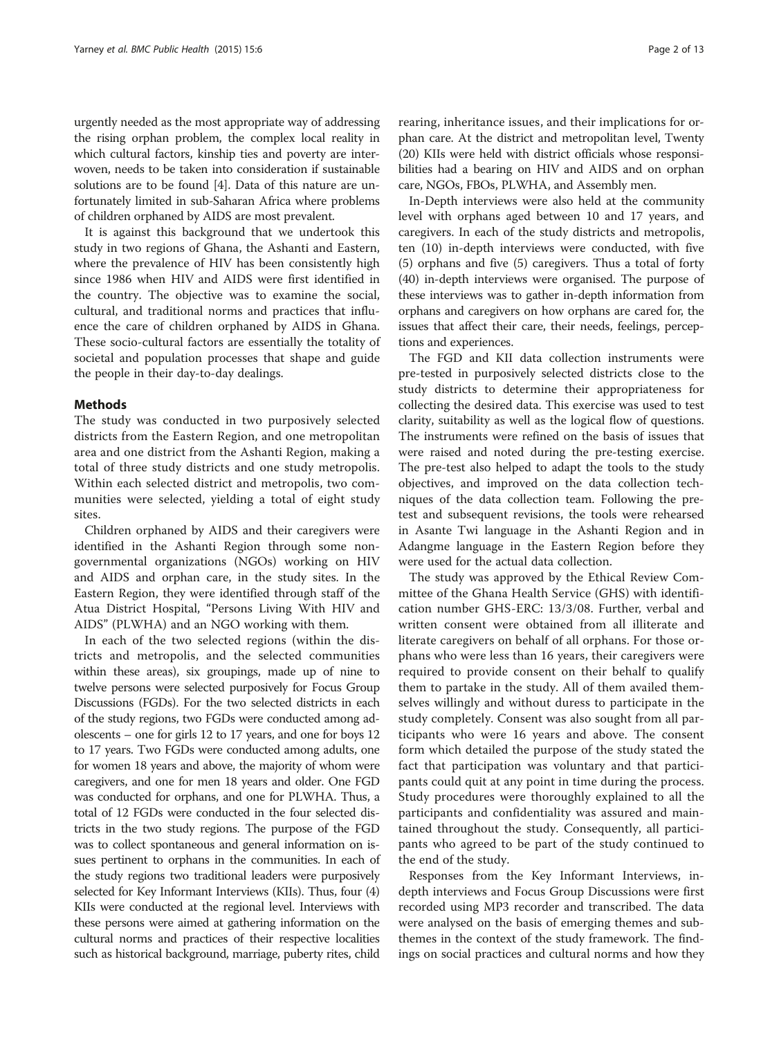urgently needed as the most appropriate way of addressing the rising orphan problem, the complex local reality in which cultural factors, kinship ties and poverty are interwoven, needs to be taken into consideration if sustainable solutions are to be found [4]. Data of this nature are unfortunately limited in sub-Saharan Africa where problems of children orphaned by AIDS are most prevalent.

It is against this background that we undertook this study in two regions of Ghana, the Ashanti and Eastern, where the prevalence of HIV has been consistently high since 1986 when HIV and AIDS were first identified in the country. The objective was to examine the social, cultural, and traditional norms and practices that influence the care of children orphaned by AIDS in Ghana. These socio-cultural factors are essentially the totality of societal and population processes that shape and guide the people in their day-to-day dealings.

## Methods

The study was conducted in two purposively selected districts from the Eastern Region, and one metropolitan area and one district from the Ashanti Region, making a total of three study districts and one study metropolis. Within each selected district and metropolis, two communities were selected, yielding a total of eight study sites.

Children orphaned by AIDS and their caregivers were identified in the Ashanti Region through some non-governmental organizations (NGOs) working on HIV and AIDS and orphan care, in the study sites. In the Eastern Region, they were identified through staff of the Atua District Hospital, "Persons Living With HIV and AIDS" (PLWHA) and an NGO working with them.

In each of the two selected regions (within the districts and metropolis, and the selected communities within these areas), six groupings, made up of nine to twelve persons were selected purposively for Focus Group Discussions (FGDs). For the two selected districts in each of the study regions, two FGDs were conducted among adolescents – one for girls 12 to 17 years, and one for boys 12 to 17 years. Two FGDs were conducted among adults, one for women 18 years and above, the majority of whom were caregivers, and one for men 18 years and older. One FGD was conducted for orphans, and one for PLWHA. Thus, a total of 12 FGDs were conducted in the four selected districts in the two study regions. The purpose of the FGD was to collect spontaneous and general information on issues pertinent to orphans in the communities. In each of the study regions two traditional leaders were purposively selected for Key Informant Interviews (KIIs). Thus, four (4) KIIs were conducted at the regional level. Interviews with these persons were aimed at gathering information on the cultural norms and practices of their respective localities such as historical background, marriage, puberty rites, child rearing, inheritance issues, and their implications for orphan care. At the district and metropolitan level, Twenty (20) KIIs were held with district officials whose responsibilities had a bearing on HIV and AIDS and on orphan care, NGOs, FBOs, PLWHA, and Assembly men.

In-Depth interviews were also held at the community level with orphans aged between 10 and 17 years, and caregivers. In each of the study districts and metropolis, ten (10) in-depth interviews were conducted, with five (5) orphans and five (5) caregivers. Thus a total of forty (40) in-depth interviews were organised. The purpose of these interviews was to gather in-depth information from orphans and caregivers on how orphans are cared for, the issues that affect their care, their needs, feelings, perceptions and experiences.

The FGD and KII data collection instruments were pre-tested in purposively selected districts close to the study districts to determine their appropriateness for collecting the desired data. This exercise was used to test clarity, suitability as well as the logical flow of questions. The instruments were refined on the basis of issues that were raised and noted during the pre-testing exercise. The pre-test also helped to adapt the tools to the study objectives, and improved on the data collection techniques of the data collection team. Following the pre-test and subsequent revisions, the tools were rehearsed in Asante Twi language in the Ashanti Region and in Adangme language in the Eastern Region before they were used for the actual data collection.

The study was approved by the Ethical Review Committee of the Ghana Health Service (GHS) with identification number GHS-ERC: 13/3/08. Further, verbal and written consent were obtained from all illiterate and literate caregivers on behalf of all orphans. For those orphans who were less than 16 years, their caregivers were required to provide consent on their behalf to qualify them to partake in the study. All of them availed themselves willingly and without duress to participate in the study completely. Consent was also sought from all participants who were 16 years and above. The consent form which detailed the purpose of the study stated the fact that participation was voluntary and that participants could quit at any point in time during the process. Study procedures were thoroughly explained to all the participants and confidentiality was assured and maintained throughout the study. Consequently, all participants who agreed to be part of the study continued to the end of the study.

Responses from the Key Informant Interviews, in-depth interviews and Focus Group Discussions were first recorded using MP3 recorder and transcribed. The data were analysed on the basis of emerging themes and sub-themes in the context of the study framework. The findings on social practices and cultural norms and how they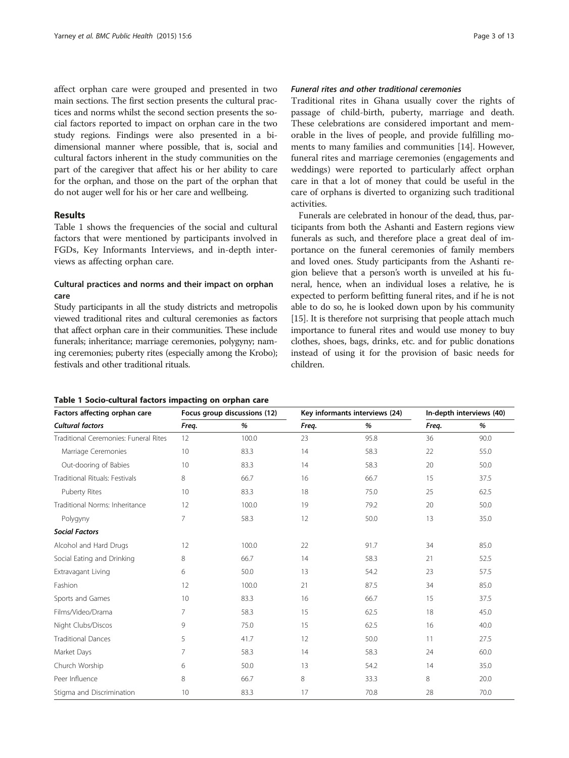affect orphan care were grouped and presented in two main sections. The first section presents the cultural practices and norms whilst the second section presents the social factors reported to impact on orphan care in the two study regions. Findings were also presented in a bi-dimensional manner where possible, that is, social and cultural factors inherent in the study communities on the part of the caregiver that affect his or her ability to care for the orphan, and those on the part of the orphan that do not auger well for his or her care and wellbeing.

## Results

Table 1 shows the frequencies of the social and cultural factors that were mentioned by participants involved in FGDs, Key Informants Interviews, and in-depth interviews as affecting orphan care.

### Cultural practices and norms and their impact on orphan care

Study participants in all the study districts and metropolis viewed traditional rites and cultural ceremonies as factors that affect orphan care in their communities. These include funerals; inheritance; marriage ceremonies, polygyny; naming ceremonies; puberty rites (especially among the Krobo); festivals and other traditional rituals.

#### *Funeral rites and other traditional ceremonies*

Traditional rites in Ghana usually cover the rights of passage of child-birth, puberty, marriage and death. These celebrations are considered important and memorable in the lives of people, and provide fulfilling moments to many families and communities [14]. However, funeral rites and marriage ceremonies (engagements and weddings) were reported to particularly affect orphan care in that a lot of money that could be useful in the care of orphans is diverted to organizing such traditional activities.

Funerals are celebrated in honour of the dead, thus, participants from both the Ashanti and Eastern regions view funerals as such, and therefore place a great deal of importance on the funeral ceremonies of family members and loved ones. Study participants from the Ashanti region believe that a person's worth is unveiled at his funeral, hence, when an individual loses a relative, he is expected to perform befitting funeral rites, and if he is not able to do so, he is looked down upon by his community [15]. It is therefore not surprising that people attach much importance to funeral rites and would use money to buy clothes, shoes, bags, drinks, etc. and for public donations instead of using it for the provision of basic needs for children.

**Table 1 Socio-cultural factors impacting on orphan care**

| Factors affecting orphan care | Focus group discussions (12) | | Key informants interviews (24) | | In-depth interviews (40) | |
|---|---|---|---|---|---|---|
| ***Cultural factors*** | *Freq.* | *%* | *Freq.* | *%* | *Freq.* | *%* |
| Traditional Ceremonies: Funeral Rites | 12 | 100.0 | 23 | 95.8 | 36 | 90.0 |
| Marriage Ceremonies | 10 | 83.3 | 14 | 58.3 | 22 | 55.0 |
| Out-dooring of Babies | 10 | 83.3 | 14 | 58.3 | 20 | 50.0 |
| Traditional Rituals: Festivals | 8 | 66.7 | 16 | 66.7 | 15 | 37.5 |
| Puberty Rites | 10 | 83.3 | 18 | 75.0 | 25 | 62.5 |
| Traditional Norms: Inheritance | 12 | 100.0 | 19 | 79.2 | 20 | 50.0 |
| Polygyny | 7 | 58.3 | 12 | 50.0 | 13 | 35.0 |
| ***Social Factors*** | | | | | | |
| Alcohol and Hard Drugs | 12 | 100.0 | 22 | 91.7 | 34 | 85.0 |
| Social Eating and Drinking | 8 | 66.7 | 14 | 58.3 | 21 | 52.5 |
| Extravagant Living | 6 | 50.0 | 13 | 54.2 | 23 | 57.5 |
| Fashion | 12 | 100.0 | 21 | 87.5 | 34 | 85.0 |
| Sports and Games | 10 | 83.3 | 16 | 66.7 | 15 | 37.5 |
| Films/Video/Drama | 7 | 58.3 | 15 | 62.5 | 18 | 45.0 |
| Night Clubs/Discos | 9 | 75.0 | 15 | 62.5 | 16 | 40.0 |
| Traditional Dances | 5 | 41.7 | 12 | 50.0 | 11 | 27.5 |
| Market Days | 7 | 58.3 | 14 | 58.3 | 24 | 60.0 |
| Church Worship | 6 | 50.0 | 13 | 54.2 | 14 | 35.0 |
| Peer Influence | 8 | 66.7 | 8 | 33.3 | 8 | 20.0 |
| Stigma and Discrimination | 10 | 83.3 | 17 | 70.8 | 28 | 70.0 |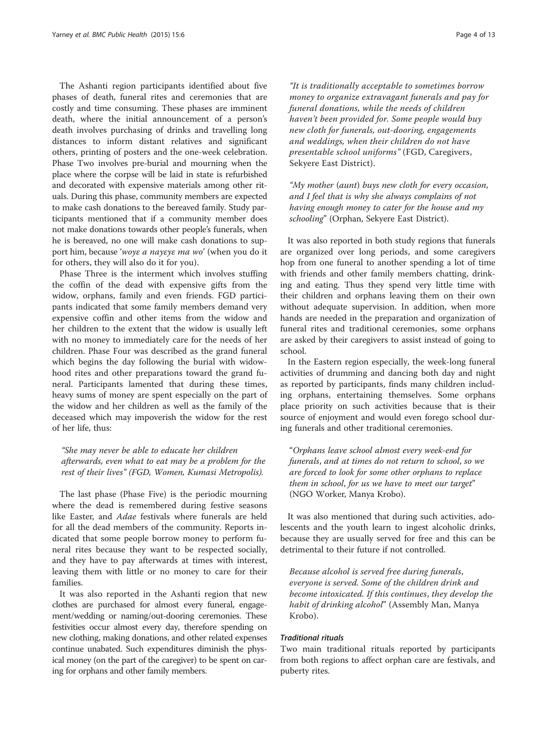The Ashanti region participants identified about five phases of death, funeral rites and ceremonies that are costly and time consuming. These phases are imminent death, where the initial announcement of a person's death involves purchasing of drinks and travelling long distances to inform distant relatives and significant others, printing of posters and the one-week celebration. Phase Two involves pre-burial and mourning when the place where the corpse will be laid in state is refurbished and decorated with expensive materials among other rituals. During this phase, community members are expected to make cash donations to the bereaved family. Study participants mentioned that if a community member does not make donations towards other people's funerals, when he is bereaved, no one will make cash donations to support him, because '*woyɛ a nayɛyɛ ma wo*' (when you do it for others, they will also do it for you).

Phase Three is the interment which involves stuffing the coffin of the dead with expensive gifts from the widow, orphans, family and even friends. FGD participants indicated that some family members demand very expensive coffin and other items from the widow and her children to the extent that the widow is usually left with no money to immediately care for the needs of her children. Phase Four was described as the grand funeral which begins the day following the burial with widowhood rites and other preparations toward the grand funeral. Participants lamented that during these times, heavy sums of money are spent especially on the part of the widow and her children as well as the family of the deceased which may impoverish the widow for the rest of her life, thus:

> *"She may never be able to educate her children afterwards, even what to eat may be a problem for the rest of their lives"* (FGD, Women, Kumasi Metropolis).

The last phase (Phase Five) is the periodic mourning where the dead is remembered during festive seasons like Easter, and *Adae* festivals where funerals are held for all the dead members of the community. Reports indicated that some people borrow money to perform funeral rites because they want to be respected socially, and they have to pay afterwards at times with interest, leaving them with little or no money to care for their families.

It was also reported in the Ashanti region that new clothes are purchased for almost every funeral, engagement/wedding or naming/out-dooring ceremonies. These festivities occur almost every day, therefore spending on new clothing, making donations, and other related expenses continue unabated. Such expenditures diminish the physical money (on the part of the caregiver) to be spent on caring for orphans and other family members.

> *"It is traditionally acceptable to sometimes borrow money to organize extravagant funerals and pay for funeral donations, while the needs of children haven't been provided for. Some people would buy new cloth for funerals, out-dooring, engagements and weddings, when their children do not have presentable school uniforms"* (FGD, Caregivers, Sekyere East District).

> *"My mother (aunt) buys new cloth for every occasion, and I feel that is why she always complains of not having enough money to cater for the house and my schooling"* (Orphan, Sekyere East District).

It was also reported in both study regions that funerals are organized over long periods, and some caregivers hop from one funeral to another spending a lot of time with friends and other family members chatting, drinking and eating. Thus they spend very little time with their children and orphans leaving them on their own without adequate supervision. In addition, when more hands are needed in the preparation and organization of funeral rites and traditional ceremonies, some orphans are asked by their caregivers to assist instead of going to school.

In the Eastern region especially, the week-long funeral activities of drumming and dancing both day and night as reported by participants, finds many children including orphans, entertaining themselves. Some orphans place priority on such activities because that is their source of enjoyment and would even forego school during funerals and other traditional ceremonies.

> *"Orphans leave school almost every week-end for funerals, and at times do not return to school, so we are forced to look for some other orphans to replace them in school, for us we have to meet our target"* (NGO Worker, Manya Krobo).

It was also mentioned that during such activities, adolescents and the youth learn to ingest alcoholic drinks, because they are usually served for free and this can be detrimental to their future if not controlled.

> *Because alcohol is served free during funerals, everyone is served. Some of the children drink and become intoxicated. If this continues, they develop the habit of drinking alcohol"* (Assembly Man, Manya Krobo).

#### *Traditional rituals*

Two main traditional rituals reported by participants from both regions to affect orphan care are festivals, and puberty rites.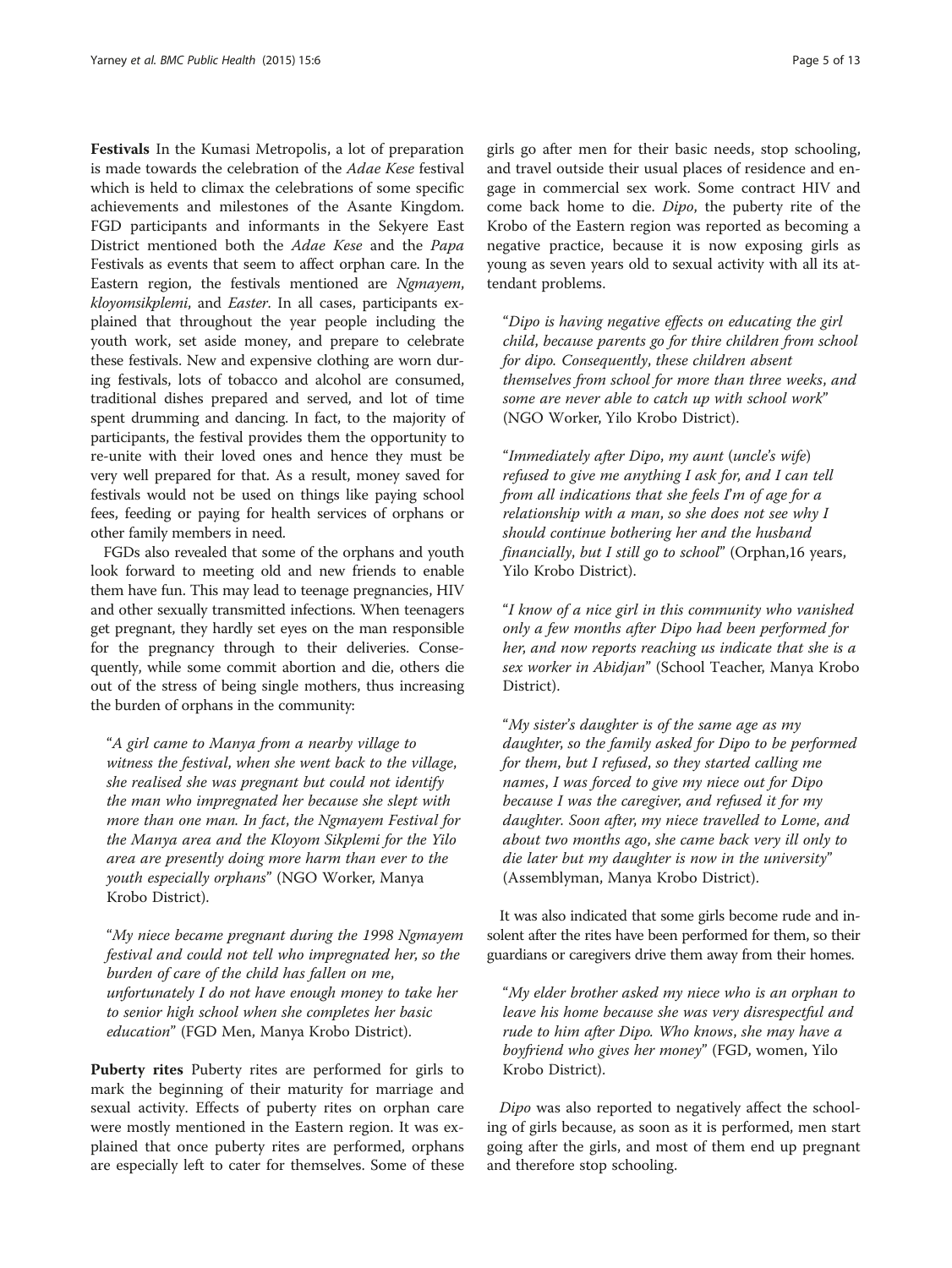**Festivals** In the Kumasi Metropolis, a lot of preparation is made towards the celebration of the *Adae Kese* festival which is held to climax the celebrations of some specific achievements and milestones of the Asante Kingdom. FGD participants and informants in the Sekyere East District mentioned both the *Adae Kese* and the *Papa* Festivals as events that seem to affect orphan care. In the Eastern region, the festivals mentioned are *Ngmayem*, *kloyomsikplemi*, and *Easter*. In all cases, participants explained that throughout the year people including the youth work, set aside money, and prepare to celebrate these festivals. New and expensive clothing are worn during festivals, lots of tobacco and alcohol are consumed, traditional dishes prepared and served, and lot of time spent drumming and dancing. In fact, to the majority of participants, the festival provides them the opportunity to re-unite with their loved ones and hence they must be very well prepared for that. As a result, money saved for festivals would not be used on things like paying school fees, feeding or paying for health services of orphans or other family members in need.

FGDs also revealed that some of the orphans and youth look forward to meeting old and new friends to enable them have fun. This may lead to teenage pregnancies, HIV and other sexually transmitted infections. When teenagers get pregnant, they hardly set eyes on the man responsible for the pregnancy through to their deliveries. Consequently, while some commit abortion and die, others die out of the stress of being single mothers, thus increasing the burden of orphans in the community:

> "*A girl came to Manya from a nearby village to witness the festival, when she went back to the village, she realised she was pregnant but could not identify the man who impregnated her because she slept with more than one man. In fact, the Ngmayem Festival for the Manya area and the Kloyom Sikplemi for the Yilo area are presently doing more harm than ever to the youth especially orphans*" (NGO Worker, Manya Krobo District).

> "*My niece became pregnant during the 1998 Ngmayem festival and could not tell who impregnated her, so the burden of care of the child has fallen on me, unfortunately I do not have enough money to take her to senior high school when she completes her basic education*" (FGD Men, Manya Krobo District).

**Puberty rites** Puberty rites are performed for girls to mark the beginning of their maturity for marriage and sexual activity. Effects of puberty rites on orphan care were mostly mentioned in the Eastern region. It was explained that once puberty rites are performed, orphans are especially left to cater for themselves. Some of these girls go after men for their basic needs, stop schooling, and travel outside their usual places of residence and engage in commercial sex work. Some contract HIV and come back home to die. *Dipo*, the puberty rite of the Krobo of the Eastern region was reported as becoming a negative practice, because it is now exposing girls as young as seven years old to sexual activity with all its attendant problems.

> "*Dipo is having negative effects on educating the girl child, because parents go for thire children from school for dipo. Consequently, these children absent themselves from school for more than three weeks, and some are never able to catch up with school work*" (NGO Worker, Yilo Krobo District).

> "*Immediately after Dipo, my aunt* (*uncle's wife*) *refused to give me anything I ask for, and I can tell from all indications that she feels I'm of age for a relationship with a man, so she does not see why I should continue bothering her and the husband financially, but I still go to school*" (Orphan,16 years, Yilo Krobo District).

> "*I know of a nice girl in this community who vanished only a few months after Dipo had been performed for her, and now reports reaching us indicate that she is a sex worker in Abidjan*" (School Teacher, Manya Krobo District).

> "*My sister's daughter is of the same age as my daughter, so the family asked for Dipo to be performed for them, but I refused, so they started calling me names, I was forced to give my niece out for Dipo because I was the caregiver, and refused it for my daughter. Soon after, my niece travelled to Lome, and about two months ago, she came back very ill only to die later but my daughter is now in the university*" (Assemblyman, Manya Krobo District).

It was also indicated that some girls become rude and insolent after the rites have been performed for them, so their guardians or caregivers drive them away from their homes.

> "*My elder brother asked my niece who is an orphan to leave his home because she was very disrespectful and rude to him after Dipo. Who knows, she may have a boyfriend who gives her money*" (FGD, women, Yilo Krobo District).

*Dipo* was also reported to negatively affect the schooling of girls because, as soon as it is performed, men start going after the girls, and most of them end up pregnant and therefore stop schooling.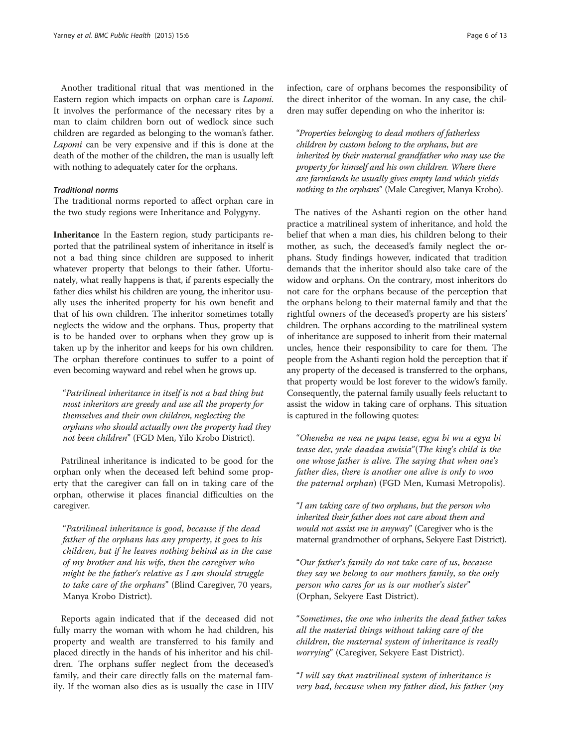Another traditional ritual that was mentioned in the Eastern region which impacts on orphan care is *Lapomi*. It involves the performance of the necessary rites by a man to claim children born out of wedlock since such children are regarded as belonging to the woman's father. *Lapomi* can be very expensive and if this is done at the death of the mother of the children, the man is usually left with nothing to adequately cater for the orphans.

#### *Traditional norms*

The traditional norms reported to affect orphan care in the two study regions were Inheritance and Polygyny.

**Inheritance** In the Eastern region, study participants reported that the patrilineal system of inheritance in itself is not a bad thing since children are supposed to inherit whatever property that belongs to their father. Ufortunately, what really happens is that, if parents especially the father dies whilst his children are young, the inheritor usually uses the inherited property for his own benefit and that of his own children. The inheritor sometimes totally neglects the widow and the orphans. Thus, property that is to be handed over to orphans when they grow up is taken up by the inheritor and keeps for his own children. The orphan therefore continues to suffer to a point of even becoming wayward and rebel when he grows up.

> "*Patrilineal inheritance in itself is not a bad thing but most inheritors are greedy and use all the property for themselves and their own children, neglecting the orphans who should actually own the property had they not been children*" (FGD Men, Yilo Krobo District).

Patrilineal inheritance is indicated to be good for the orphan only when the deceased left behind some property that the caregiver can fall on in taking care of the orphan, otherwise it places financial difficulties on the caregiver.

> "*Patrilineal inheritance is good, because if the dead father of the orphans has any property, it goes to his children, but if he leaves nothing behind as in the case of my brother and his wife, then the caregiver who might be the father's relative as I am should struggle to take care of the orphans*" (Blind Caregiver, 70 years, Manya Krobo District).

Reports again indicated that if the deceased did not fully marry the woman with whom he had children, his property and wealth are transferred to his family and placed directly in the hands of his inheritor and his children. The orphans suffer neglect from the deceased's family, and their care directly falls on the maternal family. If the woman also dies as is usually the case in HIV infection, care of orphans becomes the responsibility of the direct inheritor of the woman. In any case, the children may suffer depending on who the inheritor is:

> "*Properties belonging to dead mothers of fatherless children by custom belong to the orphans, but are inherited by their maternal grandfather who may use the property for himself and his own children. Where there are farmlands he usually gives empty land which yields nothing to the orphans*" (Male Caregiver, Manya Krobo).

The natives of the Ashanti region on the other hand practice a matrilineal system of inheritance, and hold the belief that when a man dies, his children belong to their mother, as such, the deceased's family neglect the orphans. Study findings however, indicated that tradition demands that the inheritor should also take care of the widow and orphans. On the contrary, most inheritors do not care for the orphans because of the perception that the orphans belong to their maternal family and that the rightful owners of the deceased's property are his sisters' children. The orphans according to the matrilineal system of inheritance are supposed to inherit from their maternal uncles, hence their responsibility to care for them. The people from the Ashanti region hold the perception that if any property of the deceased is transferred to the orphans, that property would be lost forever to the widow's family. Consequently, the paternal family usually feels reluctant to assist the widow in taking care of orphans. This situation is captured in the following quotes:

> "*Oheneba ne nea ne papa tease, egya bi wu a egya bi tease deɛ, yede daadaa awisia*"(*The king's child is the one whose father is alive. The saying that when one's father dies, there is another one alive is only to woo the paternal orphan*) (FGD Men, Kumasi Metropolis).

> "*I am taking care of two orphans, but the person who inherited their father does not care about them and would not assist me in anyway*" (Caregiver who is the maternal grandmother of orphans, Sekyere East District).

> "*Our father's family do not take care of us, because they say we belong to our mothers family, so the only person who cares for us is our mother's sister*" (Orphan, Sekyere East District).

> "*Sometimes, the one who inherits the dead father takes all the material things without taking care of the children, the maternal system of inheritance is really worrying*" (Caregiver, Sekyere East District).

> "*I will say that matrilineal system of inheritance is very bad, because when my father died, his father (my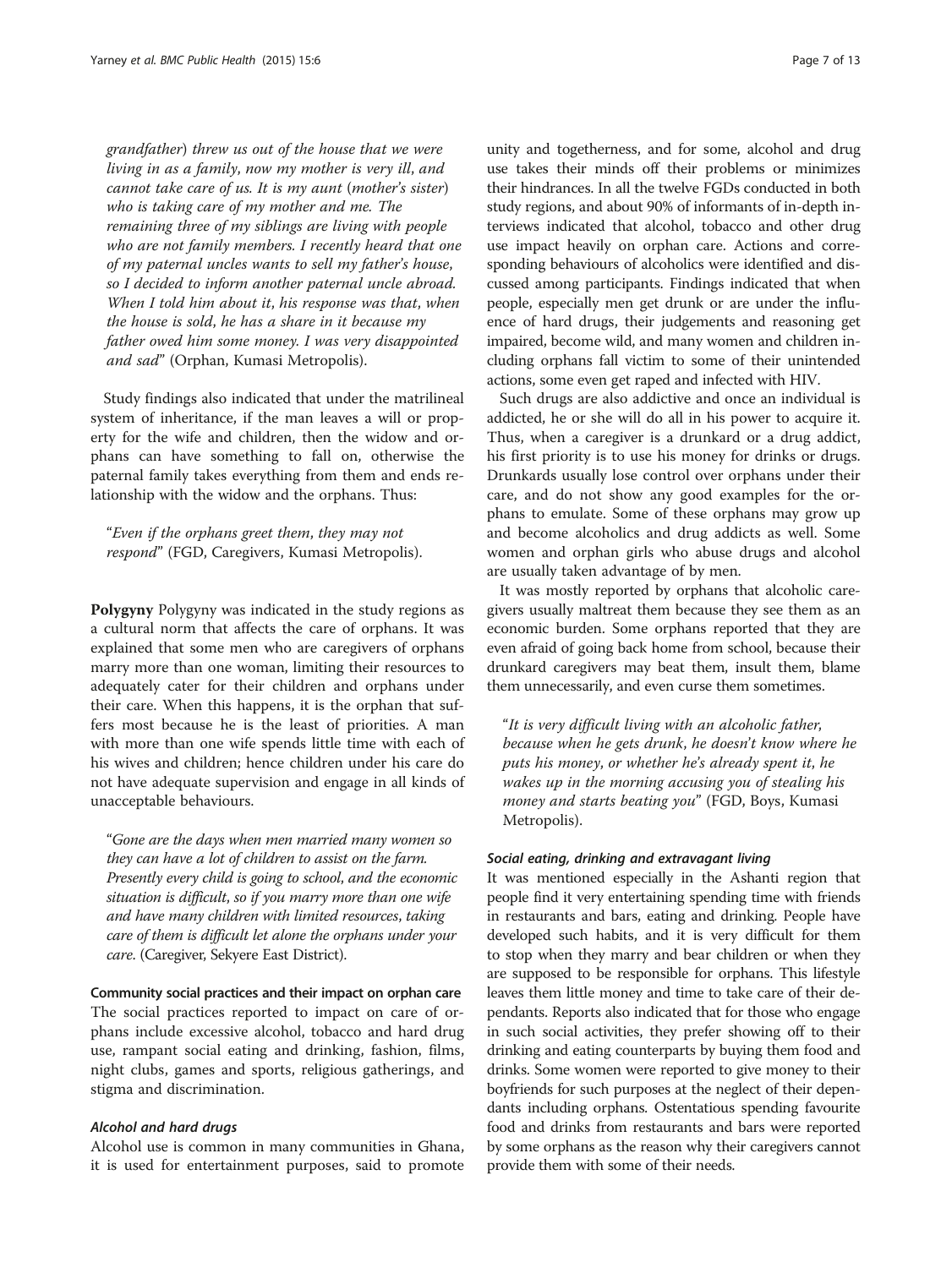*grandfather*) *threw us out of the house that we were living in as a family, now my mother is very ill, and cannot take care of us. It is my aunt* (*mother's sister*) *who is taking care of my mother and me. The remaining three of my siblings are living with people who are not family members. I recently heard that one of my paternal uncles wants to sell my father's house, so I decided to inform another paternal uncle abroad. When I told him about it, his response was that, when the house is sold, he has a share in it because my father owed him some money. I was very disappointed and sad*" (Orphan, Kumasi Metropolis).

Study findings also indicated that under the matrilineal system of inheritance, if the man leaves a will or property for the wife and children, then the widow and orphans can have something to fall on, otherwise the paternal family takes everything from them and ends relationship with the widow and the orphans. Thus:

"*Even if the orphans greet them, they may not respond*" (FGD, Caregivers, Kumasi Metropolis).

**Polygyny** Polygyny was indicated in the study regions as a cultural norm that affects the care of orphans. It was explained that some men who are caregivers of orphans marry more than one woman, limiting their resources to adequately cater for their children and orphans under their care. When this happens, it is the orphan that suffers most because he is the least of priorities. A man with more than one wife spends little time with each of his wives and children; hence children under his care do not have adequate supervision and engage in all kinds of unacceptable behaviours.

"*Gone are the days when men married many women so they can have a lot of children to assist on the farm. Presently every child is going to school, and the economic situation is difficult, so if you marry more than one wife and have many children with limited resources, taking care of them is difficult let alone the orphans under your care.* (Caregiver, Sekyere East District).

### Community social practices and their impact on orphan care

The social practices reported to impact on care of orphans include excessive alcohol, tobacco and hard drug use, rampant social eating and drinking, fashion, films, night clubs, games and sports, religious gatherings, and stigma and discrimination.

#### *Alcohol and hard drugs*

Alcohol use is common in many communities in Ghana, it is used for entertainment purposes, said to promote unity and togetherness, and for some, alcohol and drug use takes their minds off their problems or minimizes their hindrances. In all the twelve FGDs conducted in both study regions, and about 90% of informants of in-depth interviews indicated that alcohol, tobacco and other drug use impact heavily on orphan care. Actions and corresponding behaviours of alcoholics were identified and discussed among participants. Findings indicated that when people, especially men get drunk or are under the influence of hard drugs, their judgements and reasoning get impaired, become wild, and many women and children including orphans fall victim to some of their unintended actions, some even get raped and infected with HIV.

Such drugs are also addictive and once an individual is addicted, he or she will do all in his power to acquire it. Thus, when a caregiver is a drunkard or a drug addict, his first priority is to use his money for drinks or drugs. Drunkards usually lose control over orphans under their care, and do not show any good examples for the orphans to emulate. Some of these orphans may grow up and become alcoholics and drug addicts as well. Some women and orphan girls who abuse drugs and alcohol are usually taken advantage of by men.

It was mostly reported by orphans that alcoholic caregivers usually maltreat them because they see them as an economic burden. Some orphans reported that they are even afraid of going back home from school, because their drunkard caregivers may beat them, insult them, blame them unnecessarily, and even curse them sometimes.

"*It is very difficult living with an alcoholic father, because when he gets drunk, he doesn't know where he puts his money, or whether he's already spent it, he wakes up in the morning accusing you of stealing his money and starts beating you*" (FGD, Boys, Kumasi Metropolis).

#### *Social eating, drinking and extravagant living*

It was mentioned especially in the Ashanti region that people find it very entertaining spending time with friends in restaurants and bars, eating and drinking. People have developed such habits, and it is very difficult for them to stop when they marry and bear children or when they are supposed to be responsible for orphans. This lifestyle leaves them little money and time to take care of their dependants. Reports also indicated that for those who engage in such social activities, they prefer showing off to their drinking and eating counterparts by buying them food and drinks. Some women were reported to give money to their boyfriends for such purposes at the neglect of their dependants including orphans. Ostentatious spending favourite food and drinks from restaurants and bars were reported by some orphans as the reason why their caregivers cannot provide them with some of their needs.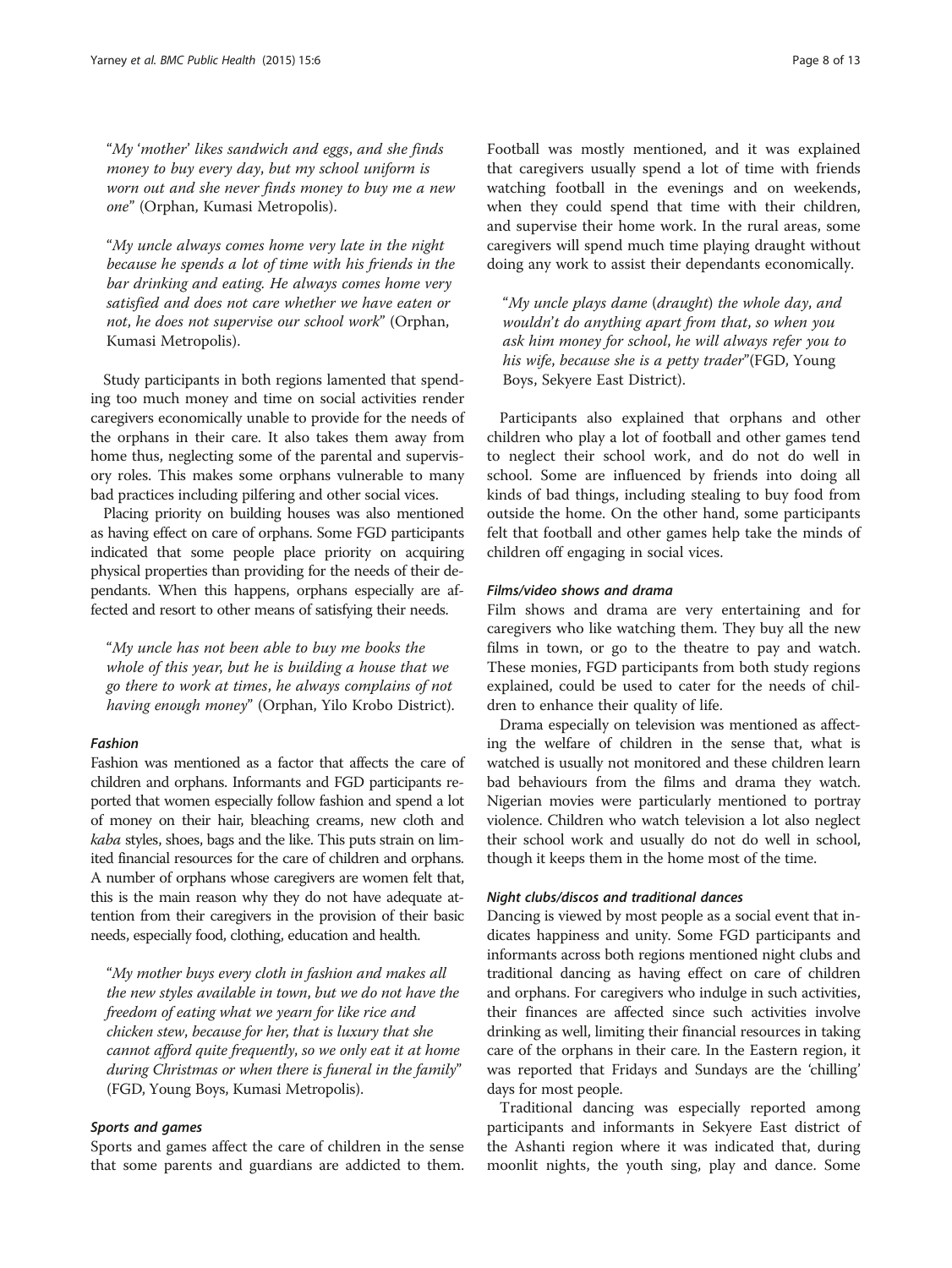"*My 'mother' likes sandwich and eggs, and she finds money to buy every day, but my school uniform is worn out and she never finds money to buy me a new one*" (Orphan, Kumasi Metropolis).

"*My uncle always comes home very late in the night because he spends a lot of time with his friends in the bar drinking and eating. He always comes home very satisfied and does not care whether we have eaten or not, he does not supervise our school work*" (Orphan, Kumasi Metropolis).

Study participants in both regions lamented that spending too much money and time on social activities render caregivers economically unable to provide for the needs of the orphans in their care. It also takes them away from home thus, neglecting some of the parental and supervisory roles. This makes some orphans vulnerable to many bad practices including pilfering and other social vices.

Placing priority on building houses was also mentioned as having effect on care of orphans. Some FGD participants indicated that some people place priority on acquiring physical properties than providing for the needs of their dependants. When this happens, orphans especially are affected and resort to other means of satisfying their needs.

"*My uncle has not been able to buy me books the whole of this year, but he is building a house that we go there to work at times, he always complains of not having enough money*" (Orphan, Yilo Krobo District).

#### Fashion

Fashion was mentioned as a factor that affects the care of children and orphans. Informants and FGD participants reported that women especially follow fashion and spend a lot of money on their hair, bleaching creams, new cloth and *kaba* styles, shoes, bags and the like. This puts strain on limited financial resources for the care of children and orphans. A number of orphans whose caregivers are women felt that, this is the main reason why they do not have adequate attention from their caregivers in the provision of their basic needs, especially food, clothing, education and health.

"*My mother buys every cloth in fashion and makes all the new styles available in town, but we do not have the freedom of eating what we yearn for like rice and chicken stew, because for her, that is luxury that she cannot afford quite frequently, so we only eat it at home during Christmas or when there is funeral in the family*" (FGD, Young Boys, Kumasi Metropolis).

#### Sports and games

Sports and games affect the care of children in the sense that some parents and guardians are addicted to them. Football was mostly mentioned, and it was explained that caregivers usually spend a lot of time with friends watching football in the evenings and on weekends, when they could spend that time with their children, and supervise their home work. In the rural areas, some caregivers will spend much time playing draught without doing any work to assist their dependants economically.

"*My uncle plays dame (draught) the whole day, and wouldn't do anything apart from that, so when you ask him money for school, he will always refer you to his wife, because she is a petty trader*"(FGD, Young Boys, Sekyere East District).

Participants also explained that orphans and other children who play a lot of football and other games tend to neglect their school work, and do not do well in school. Some are influenced by friends into doing all kinds of bad things, including stealing to buy food from outside the home. On the other hand, some participants felt that football and other games help take the minds of children off engaging in social vices.

#### Films/video shows and drama

Film shows and drama are very entertaining and for caregivers who like watching them. They buy all the new films in town, or go to the theatre to pay and watch. These monies, FGD participants from both study regions explained, could be used to cater for the needs of children to enhance their quality of life.

Drama especially on television was mentioned as affecting the welfare of children in the sense that, what is watched is usually not monitored and these children learn bad behaviours from the films and drama they watch. Nigerian movies were particularly mentioned to portray violence. Children who watch television a lot also neglect their school work and usually do not do well in school, though it keeps them in the home most of the time.

#### Night clubs/discos and traditional dances

Dancing is viewed by most people as a social event that indicates happiness and unity. Some FGD participants and informants across both regions mentioned night clubs and traditional dancing as having effect on care of children and orphans. For caregivers who indulge in such activities, their finances are affected since such activities involve drinking as well, limiting their financial resources in taking care of the orphans in their care. In the Eastern region, it was reported that Fridays and Sundays are the 'chilling' days for most people.

Traditional dancing was especially reported among participants and informants in Sekyere East district of the Ashanti region where it was indicated that, during moonlit nights, the youth sing, play and dance. Some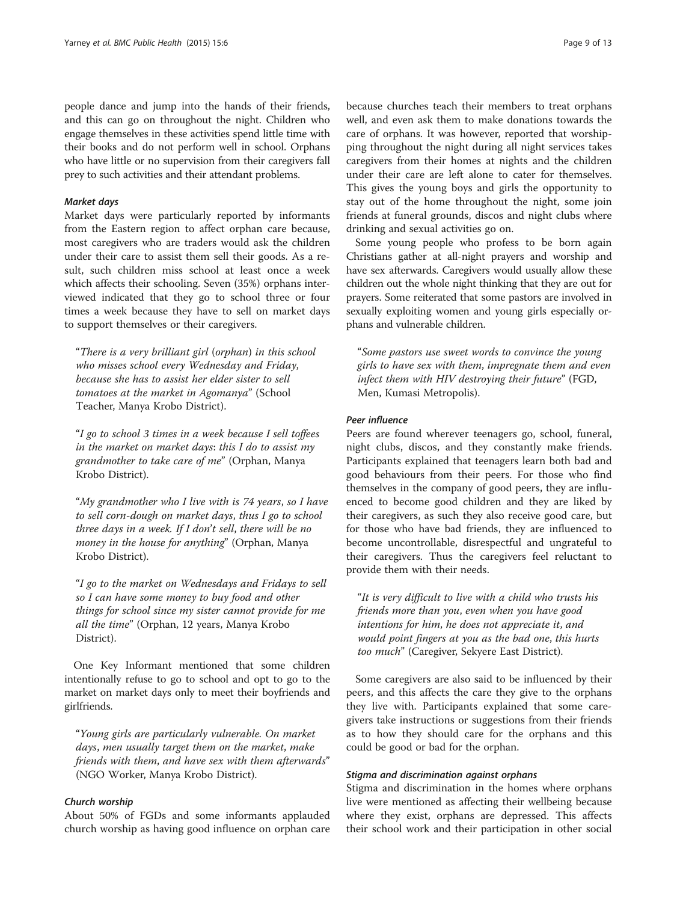people dance and jump into the hands of their friends, and this can go on throughout the night. Children who engage themselves in these activities spend little time with their books and do not perform well in school. Orphans who have little or no supervision from their caregivers fall prey to such activities and their attendant problems.

#### *Market days*

Market days were particularly reported by informants from the Eastern region to affect orphan care because, most caregivers who are traders would ask the children under their care to assist them sell their goods. As a result, such children miss school at least once a week which affects their schooling. Seven (35%) orphans interviewed indicated that they go to school three or four times a week because they have to sell on market days to support themselves or their caregivers.

> "*There is a very brilliant girl (orphan) in this school who misses school every Wednesday and Friday, because she has to assist her elder sister to sell tomatoes at the market in Agomanya*" (School Teacher, Manya Krobo District).

> "*I go to school 3 times in a week because I sell toffees in the market on market days: this I do to assist my grandmother to take care of me*" (Orphan, Manya Krobo District).

> "*My grandmother who I live with is 74 years, so I have to sell corn-dough on market days, thus I go to school three days in a week. If I don't sell, there will be no money in the house for anything*" (Orphan, Manya Krobo District).

> "*I go to the market on Wednesdays and Fridays to sell so I can have some money to buy food and other things for school since my sister cannot provide for me all the time*" (Orphan, 12 years, Manya Krobo District).

One Key Informant mentioned that some children intentionally refuse to go to school and opt to go to the market on market days only to meet their boyfriends and girlfriends.

> "*Young girls are particularly vulnerable. On market days, men usually target them on the market, make friends with them, and have sex with them afterwards*" (NGO Worker, Manya Krobo District).

#### *Church worship*

About 50% of FGDs and some informants applauded church worship as having good influence on orphan care because churches teach their members to treat orphans well, and even ask them to make donations towards the care of orphans. It was however, reported that worshipping throughout the night during all night services takes caregivers from their homes at nights and the children under their care are left alone to cater for themselves. This gives the young boys and girls the opportunity to stay out of the home throughout the night, some join friends at funeral grounds, discos and night clubs where drinking and sexual activities go on.

Some young people who profess to be born again Christians gather at all-night prayers and worship and have sex afterwards. Caregivers would usually allow these children out the whole night thinking that they are out for prayers. Some reiterated that some pastors are involved in sexually exploiting women and young girls especially orphans and vulnerable children.

> "*Some pastors use sweet words to convince the young girls to have sex with them, impregnate them and even infect them with HIV destroying their future*" (FGD, Men, Kumasi Metropolis).

#### *Peer influence*

Peers are found wherever teenagers go, school, funeral, night clubs, discos, and they constantly make friends. Participants explained that teenagers learn both bad and good behaviours from their peers. For those who find themselves in the company of good peers, they are influenced to become good children and they are liked by their caregivers, as such they also receive good care, but for those who have bad friends, they are influenced to become uncontrollable, disrespectful and ungrateful to their caregivers. Thus the caregivers feel reluctant to provide them with their needs.

> "*It is very difficult to live with a child who trusts his friends more than you, even when you have good intentions for him, he does not appreciate it, and would point fingers at you as the bad one, this hurts too much*" (Caregiver, Sekyere East District).

Some caregivers are also said to be influenced by their peers, and this affects the care they give to the orphans they live with. Participants explained that some caregivers take instructions or suggestions from their friends as to how they should care for the orphans and this could be good or bad for the orphan.

#### *Stigma and discrimination against orphans*

Stigma and discrimination in the homes where orphans live were mentioned as affecting their wellbeing because where they exist, orphans are depressed. This affects their school work and their participation in other social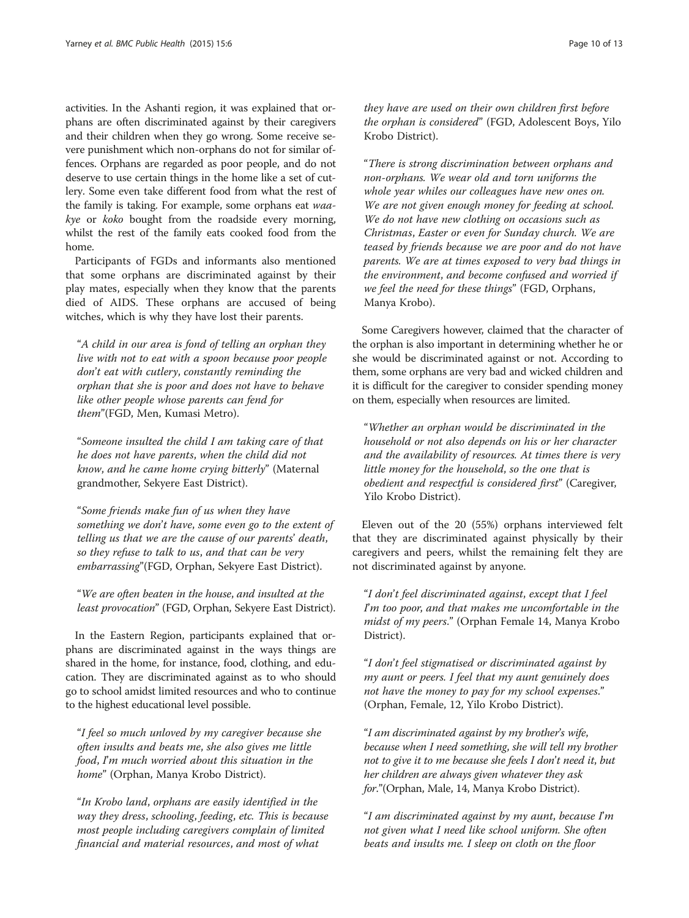activities. In the Ashanti region, it was explained that orphans are often discriminated against by their caregivers and their children when they go wrong. Some receive severe punishment which non-orphans do not for similar offences. Orphans are regarded as poor people, and do not deserve to use certain things in the home like a set of cutlery. Some even take different food from what the rest of the family is taking. For example, some orphans eat *waakye* or *koko* bought from the roadside every morning, whilst the rest of the family eats cooked food from the home.

Participants of FGDs and informants also mentioned that some orphans are discriminated against by their play mates, especially when they know that the parents died of AIDS. These orphans are accused of being witches, which is why they have lost their parents.

> "*A child in our area is fond of telling an orphan they live with not to eat with a spoon because poor people don't eat with cutlery, constantly reminding the orphan that she is poor and does not have to behave like other people whose parents can fend for them*"(FGD, Men, Kumasi Metro).

> "*Someone insulted the child I am taking care of that he does not have parents, when the child did not know, and he came home crying bitterly*" (Maternal grandmother, Sekyere East District).

> "*Some friends make fun of us when they have something we don't have, some even go to the extent of telling us that we are the cause of our parents' death, so they refuse to talk to us, and that can be very embarrassing*"(FGD, Orphan, Sekyere East District).

> "*We are often beaten in the house, and insulted at the least provocation*" (FGD, Orphan, Sekyere East District).

In the Eastern Region, participants explained that orphans are discriminated against in the ways things are shared in the home, for instance, food, clothing, and education. They are discriminated against as to who should go to school amidst limited resources and who to continue to the highest educational level possible.

> "*I feel so much unloved by my caregiver because she often insults and beats me, she also gives me little food, I'm much worried about this situation in the home*" (Orphan, Manya Krobo District).

> "*In Krobo land, orphans are easily identified in the way they dress, schooling, feeding, etc. This is because most people including caregivers complain of limited financial and material resources, and most of what they have are used on their own children first before the orphan is considered*" (FGD, Adolescent Boys, Yilo Krobo District).

> "*There is strong discrimination between orphans and non-orphans. We wear old and torn uniforms the whole year whiles our colleagues have new ones on. We are not given enough money for feeding at school. We do not have new clothing on occasions such as Christmas, Easter or even for Sunday church. We are teased by friends because we are poor and do not have parents. We are at times exposed to very bad things in the environment, and become confused and worried if we feel the need for these things*" (FGD, Orphans, Manya Krobo).

Some Caregivers however, claimed that the character of the orphan is also important in determining whether he or she would be discriminated against or not. According to them, some orphans are very bad and wicked children and it is difficult for the caregiver to consider spending money on them, especially when resources are limited.

> "*Whether an orphan would be discriminated in the household or not also depends on his or her character and the availability of resources. At times there is very little money for the household, so the one that is obedient and respectful is considered first*" (Caregiver, Yilo Krobo District).

Eleven out of the 20 (55%) orphans interviewed felt that they are discriminated against physically by their caregivers and peers, whilst the remaining felt they are not discriminated against by anyone.

> "*I don't feel discriminated against, except that I feel I'm too poor, and that makes me uncomfortable in the midst of my peers.*" (Orphan Female 14, Manya Krobo District).

> "*I don't feel stigmatised or discriminated against by my aunt or peers. I feel that my aunt genuinely does not have the money to pay for my school expenses.*" (Orphan, Female, 12, Yilo Krobo District).

> "*I am discriminated against by my brother's wife, because when I need something, she will tell my brother not to give it to me because she feels I don't need it, but her children are always given whatever they ask for.*"(Orphan, Male, 14, Manya Krobo District).

> "*I am discriminated against by my aunt, because I'm not given what I need like school uniform. She often beats and insults me. I sleep on cloth on the floor*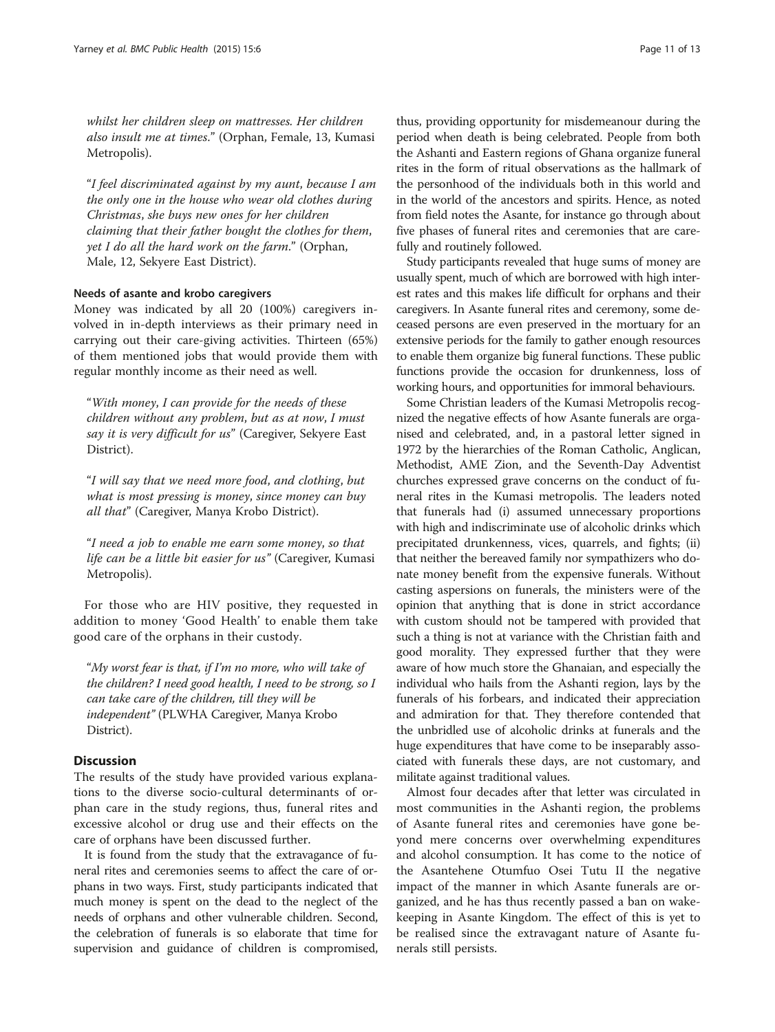*whilst her children sleep on mattresses. Her children also insult me at times.*" (Orphan, Female, 13, Kumasi Metropolis).

"*I feel discriminated against by my aunt, because I am the only one in the house who wear old clothes during Christmas, she buys new ones for her children claiming that their father bought the clothes for them, yet I do all the hard work on the farm.*" (Orphan, Male, 12, Sekyere East District).

#### Needs of asante and krobo caregivers

Money was indicated by all 20 (100%) caregivers involved in in-depth interviews as their primary need in carrying out their care-giving activities. Thirteen (65%) of them mentioned jobs that would provide them with regular monthly income as their need as well.

"*With money, I can provide for the needs of these children without any problem, but as at now, I must say it is very difficult for us*" (Caregiver, Sekyere East District).

"*I will say that we need more food, and clothing, but what is most pressing is money, since money can buy all that*" (Caregiver, Manya Krobo District).

"*I need a job to enable me earn some money, so that life can be a little bit easier for us*" (Caregiver, Kumasi Metropolis).

For those who are HIV positive, they requested in addition to money 'Good Health' to enable them take good care of the orphans in their custody.

"*My worst fear is that, if I'm no more, who will take of the children? I need good health, I need to be strong, so I can take care of the children, till they will be independent*" (PLWHA Caregiver, Manya Krobo District).

## Discussion

The results of the study have provided various explanations to the diverse socio-cultural determinants of orphan care in the study regions, thus, funeral rites and excessive alcohol or drug use and their effects on the care of orphans have been discussed further.

It is found from the study that the extravagance of funeral rites and ceremonies seems to affect the care of orphans in two ways. First, study participants indicated that much money is spent on the dead to the neglect of the needs of orphans and other vulnerable children. Second, the celebration of funerals is so elaborate that time for supervision and guidance of children is compromised, thus, providing opportunity for misdemeanour during the period when death is being celebrated. People from both the Ashanti and Eastern regions of Ghana organize funeral rites in the form of ritual observations as the hallmark of the personhood of the individuals both in this world and in the world of the ancestors and spirits. Hence, as noted from field notes the Asante, for instance go through about five phases of funeral rites and ceremonies that are carefully and routinely followed.

Study participants revealed that huge sums of money are usually spent, much of which are borrowed with high interest rates and this makes life difficult for orphans and their caregivers. In Asante funeral rites and ceremony, some deceased persons are even preserved in the mortuary for an extensive periods for the family to gather enough resources to enable them organize big funeral functions. These public functions provide the occasion for drunkenness, loss of working hours, and opportunities for immoral behaviours.

Some Christian leaders of the Kumasi Metropolis recognized the negative effects of how Asante funerals are organised and celebrated, and, in a pastoral letter signed in 1972 by the hierarchies of the Roman Catholic, Anglican, Methodist, AME Zion, and the Seventh-Day Adventist churches expressed grave concerns on the conduct of funeral rites in the Kumasi metropolis. The leaders noted that funerals had (i) assumed unnecessary proportions with high and indiscriminate use of alcoholic drinks which precipitated drunkenness, vices, quarrels, and fights; (ii) that neither the bereaved family nor sympathizers who donate money benefit from the expensive funerals. Without casting aspersions on funerals, the ministers were of the opinion that anything that is done in strict accordance with custom should not be tampered with provided that such a thing is not at variance with the Christian faith and good morality. They expressed further that they were aware of how much store the Ghanaian, and especially the individual who hails from the Ashanti region, lays by the funerals of his forbears, and indicated their appreciation and admiration for that. They therefore contended that the unbridled use of alcoholic drinks at funerals and the huge expenditures that have come to be inseparably associated with funerals these days, are not customary, and militate against traditional values.

Almost four decades after that letter was circulated in most communities in the Ashanti region, the problems of Asante funeral rites and ceremonies have gone beyond mere concerns over overwhelming expenditures and alcohol consumption. It has come to the notice of the Asantehene Otumfuo Osei Tutu II the negative impact of the manner in which Asante funerals are organized, and he has thus recently passed a ban on wake-keeping in Asante Kingdom. The effect of this is yet to be realised since the extravagant nature of Asante funerals still persists.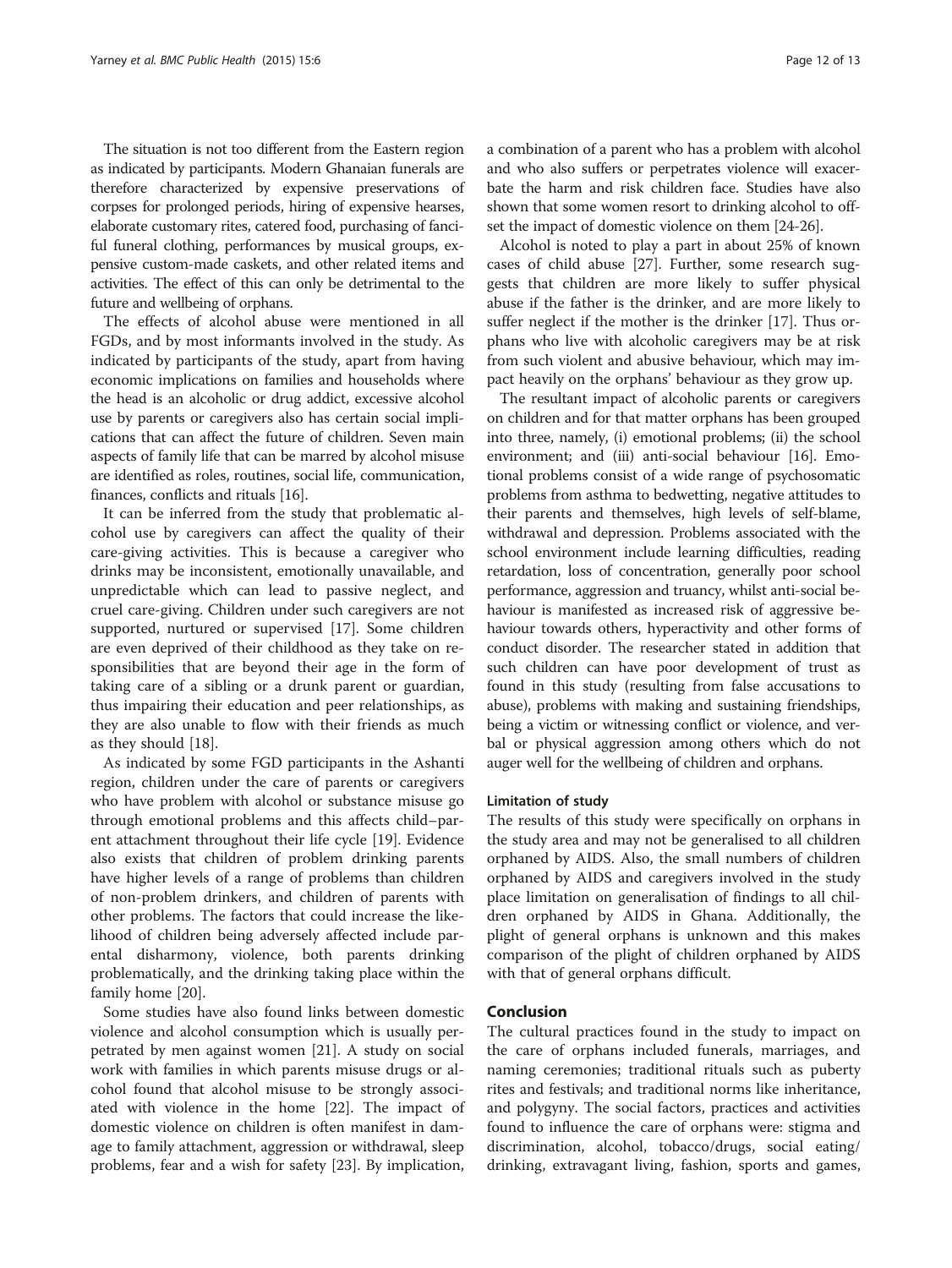The situation is not too different from the Eastern region as indicated by participants. Modern Ghanaian funerals are therefore characterized by expensive preservations of corpses for prolonged periods, hiring of expensive hearses, elaborate customary rites, catered food, purchasing of fanciful funeral clothing, performances by musical groups, expensive custom-made caskets, and other related items and activities. The effect of this can only be detrimental to the future and wellbeing of orphans.

The effects of alcohol abuse were mentioned in all FGDs, and by most informants involved in the study. As indicated by participants of the study, apart from having economic implications on families and households where the head is an alcoholic or drug addict, excessive alcohol use by parents or caregivers also has certain social implications that can affect the future of children. Seven main aspects of family life that can be marred by alcohol misuse are identified as roles, routines, social life, communication, finances, conflicts and rituals [16].

It can be inferred from the study that problematic alcohol use by caregivers can affect the quality of their care-giving activities. This is because a caregiver who drinks may be inconsistent, emotionally unavailable, and unpredictable which can lead to passive neglect, and cruel care-giving. Children under such caregivers are not supported, nurtured or supervised [17]. Some children are even deprived of their childhood as they take on responsibilities that are beyond their age in the form of taking care of a sibling or a drunk parent or guardian, thus impairing their education and peer relationships, as they are also unable to flow with their friends as much as they should [18].

As indicated by some FGD participants in the Ashanti region, children under the care of parents or caregivers who have problem with alcohol or substance misuse go through emotional problems and this affects child–parent attachment throughout their life cycle [19]. Evidence also exists that children of problem drinking parents have higher levels of a range of problems than children of non-problem drinkers, and children of parents with other problems. The factors that could increase the likelihood of children being adversely affected include parental disharmony, violence, both parents drinking problematically, and the drinking taking place within the family home [20].

Some studies have also found links between domestic violence and alcohol consumption which is usually perpetrated by men against women [21]. A study on social work with families in which parents misuse drugs or alcohol found that alcohol misuse to be strongly associated with violence in the home [22]. The impact of domestic violence on children is often manifest in damage to family attachment, aggression or withdrawal, sleep problems, fear and a wish for safety [23]. By implication, a combination of a parent who has a problem with alcohol and who also suffers or perpetrates violence will exacerbate the harm and risk children face. Studies have also shown that some women resort to drinking alcohol to offset the impact of domestic violence on them [24-26].

Alcohol is noted to play a part in about 25% of known cases of child abuse [27]. Further, some research suggests that children are more likely to suffer physical abuse if the father is the drinker, and are more likely to suffer neglect if the mother is the drinker [17]. Thus orphans who live with alcoholic caregivers may be at risk from such violent and abusive behaviour, which may impact heavily on the orphans' behaviour as they grow up.

The resultant impact of alcoholic parents or caregivers on children and for that matter orphans has been grouped into three, namely, (i) emotional problems; (ii) the school environment; and (iii) anti-social behaviour [16]. Emotional problems consist of a wide range of psychosomatic problems from asthma to bedwetting, negative attitudes to their parents and themselves, high levels of self-blame, withdrawal and depression. Problems associated with the school environment include learning difficulties, reading retardation, loss of concentration, generally poor school performance, aggression and truancy, whilst anti-social behaviour is manifested as increased risk of aggressive behaviour towards others, hyperactivity and other forms of conduct disorder. The researcher stated in addition that such children can have poor development of trust as found in this study (resulting from false accusations to abuse), problems with making and sustaining friendships, being a victim or witnessing conflict or violence, and verbal or physical aggression among others which do not auger well for the wellbeing of children and orphans.

### Limitation of study

The results of this study were specifically on orphans in the study area and may not be generalised to all children orphaned by AIDS. Also, the small numbers of children orphaned by AIDS and caregivers involved in the study place limitation on generalisation of findings to all children orphaned by AIDS in Ghana. Additionally, the plight of general orphans is unknown and this makes comparison of the plight of children orphaned by AIDS with that of general orphans difficult.

## Conclusion

The cultural practices found in the study to impact on the care of orphans included funerals, marriages, and naming ceremonies; traditional rituals such as puberty rites and festivals; and traditional norms like inheritance, and polygyny. The social factors, practices and activities found to influence the care of orphans were: stigma and discrimination, alcohol, tobacco/drugs, social eating/drinking, extravagant living, fashion, sports and games,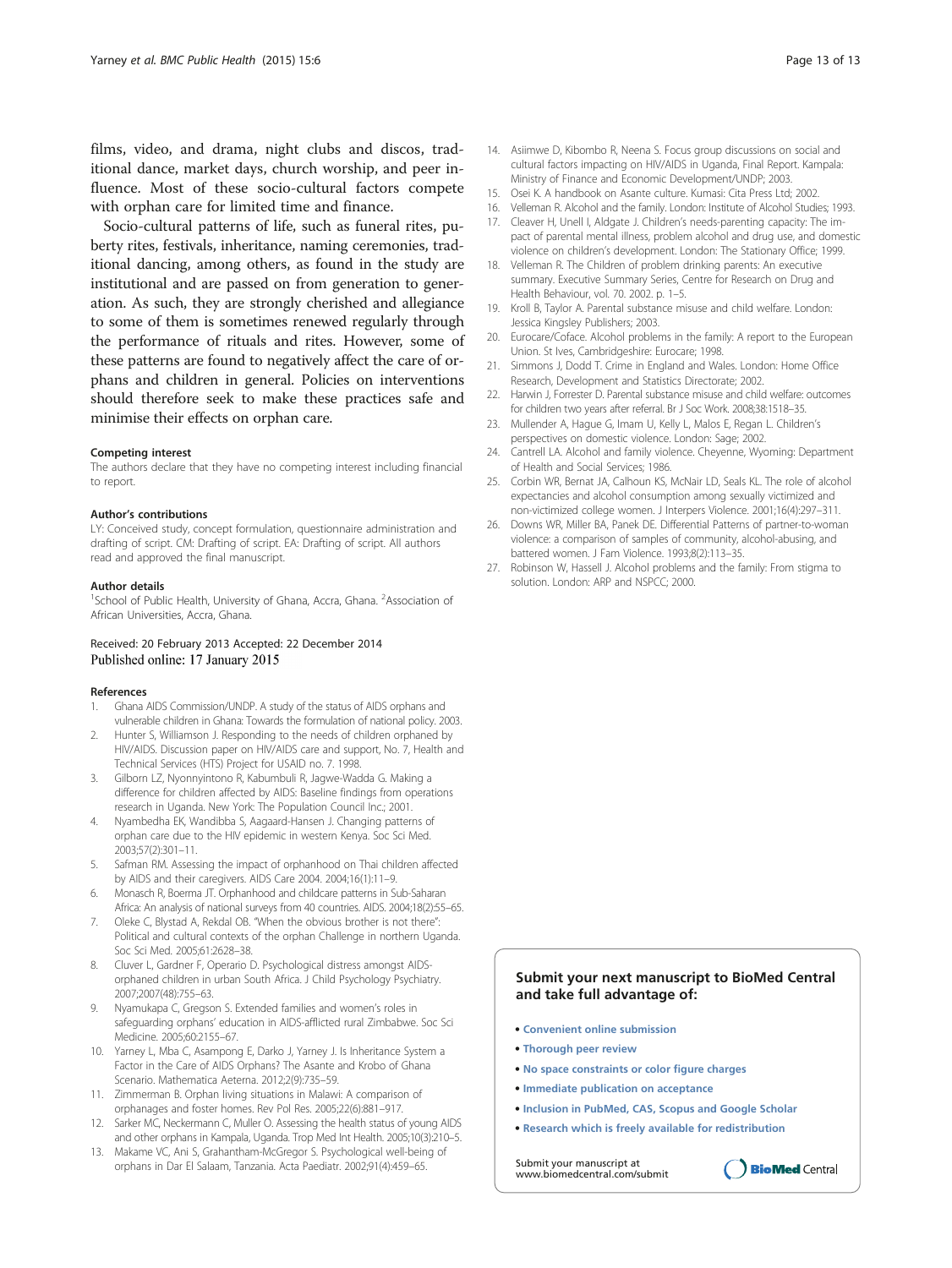films, video, and drama, night clubs and discos, traditional dance, market days, church worship, and peer influence. Most of these socio-cultural factors compete with orphan care for limited time and finance.

Socio-cultural patterns of life, such as funeral rites, puberty rites, festivals, inheritance, naming ceremonies, traditional dancing, among others, as found in the study are institutional and are passed on from generation to generation. As such, they are strongly cherished and allegiance to some of them is sometimes renewed regularly through the performance of rituals and rites. However, some of these patterns are found to negatively affect the care of orphans and children in general. Policies on interventions should therefore seek to make these practices safe and minimise their effects on orphan care.

#### Competing interest

The authors declare that they have no competing interest including financial to report.

#### Author's contributions

LY: Conceived study, concept formulation, questionnaire administration and drafting of script. CM: Drafting of script. EA: Drafting of script. All authors read and approved the final manuscript.

#### Author details

[1]School of Public Health, University of Ghana, Accra, Ghana. [2]Association of African Universities, Accra, Ghana.

Received: 20 February 2013 Accepted: 22 December 2014
Published online: 17 January 2015

#### References

1. Ghana AIDS Commission/UNDP. A study of the status of AIDS orphans and vulnerable children in Ghana: Towards the formulation of national policy. 2003.
2. Hunter S, Williamson J. Responding to the needs of children orphaned by HIV/AIDS. Discussion paper on HIV/AIDS care and support, No. 7, Health and Technical Services (HTS) Project for USAID no. 7. 1998.
3. Gilborn LZ, Nyonnyintono R, Kabumbuli R, Jagwe-Wadda G. Making a difference for children affected by AIDS: Baseline findings from operations research in Uganda. New York: The Population Council Inc.; 2001.
4. Nyambedha EK, Wandibba S, Aagaard-Hansen J. Changing patterns of orphan care due to the HIV epidemic in western Kenya. Soc Sci Med. 2003;57(2):301–11.
5. Safman RM. Assessing the impact of orphanhood on Thai children affected by AIDS and their caregivers. AIDS Care 2004. 2004;16(1):11–9.
6. Monasch R, Boerma JT. Orphanhood and childcare patterns in Sub-Saharan Africa: An analysis of national surveys from 40 countries. AIDS. 2004;18(2):55–65.
7. Oleke C, Blystad A, Rekdal OB. "When the obvious brother is not there": Political and cultural contexts of the orphan Challenge in northern Uganda. Soc Sci Med. 2005;61:2628–38.
8. Cluver L, Gardner F, Operario D. Psychological distress amongst AIDS-orphaned children in urban South Africa. J Child Psychology Psychiatry. 2007;2007(48):755–63.
9. Nyamukapa C, Gregson S. Extended families and women's roles in safeguarding orphans' education in AIDS-afflicted rural Zimbabwe. Soc Sci Medicine. 2005;60:2155–67.
10. Yarney L, Mba C, Asampong E, Darko J, Yarney J. Is Inheritance System a Factor in the Care of AIDS Orphans? The Asante and Krobo of Ghana Scenario. Mathematica Aeterna. 2012;2(9):735–59.
11. Zimmerman B. Orphan living situations in Malawi: A comparison of orphanages and foster homes. Rev Pol Res. 2005;22(6):881–917.
12. Sarker MC, Neckermann C, Muller O. Assessing the health status of young AIDS and other orphans in Kampala, Uganda. Trop Med Int Health. 2005;10(3):210–5.
13. Makame VC, Ani S, Grahantham-McGregor S. Psychological well-being of orphans in Dar El Salaam, Tanzania. Acta Paediatr. 2002;91(4):459–65.
14. Asiimwe D, Kibombo R, Neena S. Focus group discussions on social and cultural factors impacting on HIV/AIDS in Uganda, Final Report. Kampala: Ministry of Finance and Economic Development/UNDP; 2003.
15. Osei K. A handbook on Asante culture. Kumasi: Cita Press Ltd; 2002.
16. Velleman R. Alcohol and the family. London: Institute of Alcohol Studies; 1993.
17. Cleaver H, Unell I, Aldgate J. Children's needs-parenting capacity: The impact of parental mental illness, problem alcohol and drug use, and domestic violence on children's development. London: The Stationary Office; 1999.
18. Velleman R. The Children of problem drinking parents: An executive summary. Executive Summary Series, Centre for Research on Drug and Health Behaviour, vol. 70. 2002. p. 1–5.
19. Kroll B, Taylor A. Parental substance misuse and child welfare. London: Jessica Kingsley Publishers; 2003.
20. Eurocare/Coface. Alcohol problems in the family: A report to the European Union. St Ives, Cambridgeshire: Eurocare; 1998.
21. Simmons J, Dodd T. Crime in England and Wales. London: Home Office Research, Development and Statistics Directorate; 2002.
22. Harwin J, Forrester D. Parental substance misuse and child welfare: outcomes for children two years after referral. Br J Soc Work. 2008;38:1518–35.
23. Mullender A, Hague G, Imam U, Kelly L, Malos E, Regan L. Children's perspectives on domestic violence. London: Sage; 2002.
24. Cantrell LA. Alcohol and family violence. Cheyenne, Wyoming: Department of Health and Social Services; 1986.
25. Corbin WR, Bernat JA, Calhoun KS, McNair LD, Seals KL. The role of alcohol expectancies and alcohol consumption among sexually victimized and non-victimized college women. J Interpers Violence. 2001;16(4):297–311.
26. Downs WR, Miller BA, Panek DE. Differential Patterns of partner-to-woman violence: a comparison of samples of community, alcohol-abusing, and battered women. J Fam Violence. 1993;8(2):113–35.
27. Robinson W, Hassell J. Alcohol problems and the family: From stigma to solution. London: ARP and NSPCC; 2000.

**Submit your next manuscript to BioMed Central and take full advantage of:**

- Convenient online submission
- Thorough peer review
- No space constraints or color figure charges
- Immediate publication on acceptance
- Inclusion in PubMed, CAS, Scopus and Google Scholar
- Research which is freely available for redistribution

Submit your manuscript at
www.biomedcentral.com/submit

BioMed Central